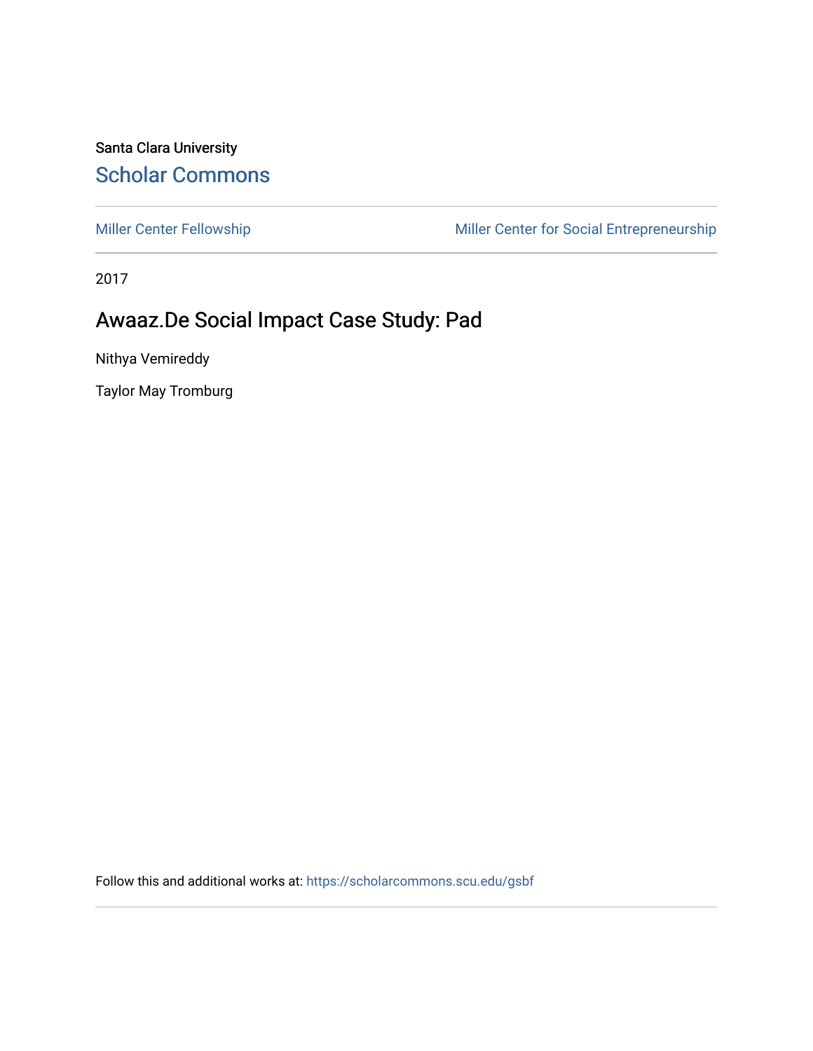Santa Clara University

## Scholar Commons

Miller Center Fellowship | Miller Center for Social Entrepreneurship

2017

# Awaaz.De Social Impact Case Study: Pad

Nithya Vemireddy

Taylor May Tromburg

Follow this and additional works at: https://scholarcommons.scu.edu/gsbf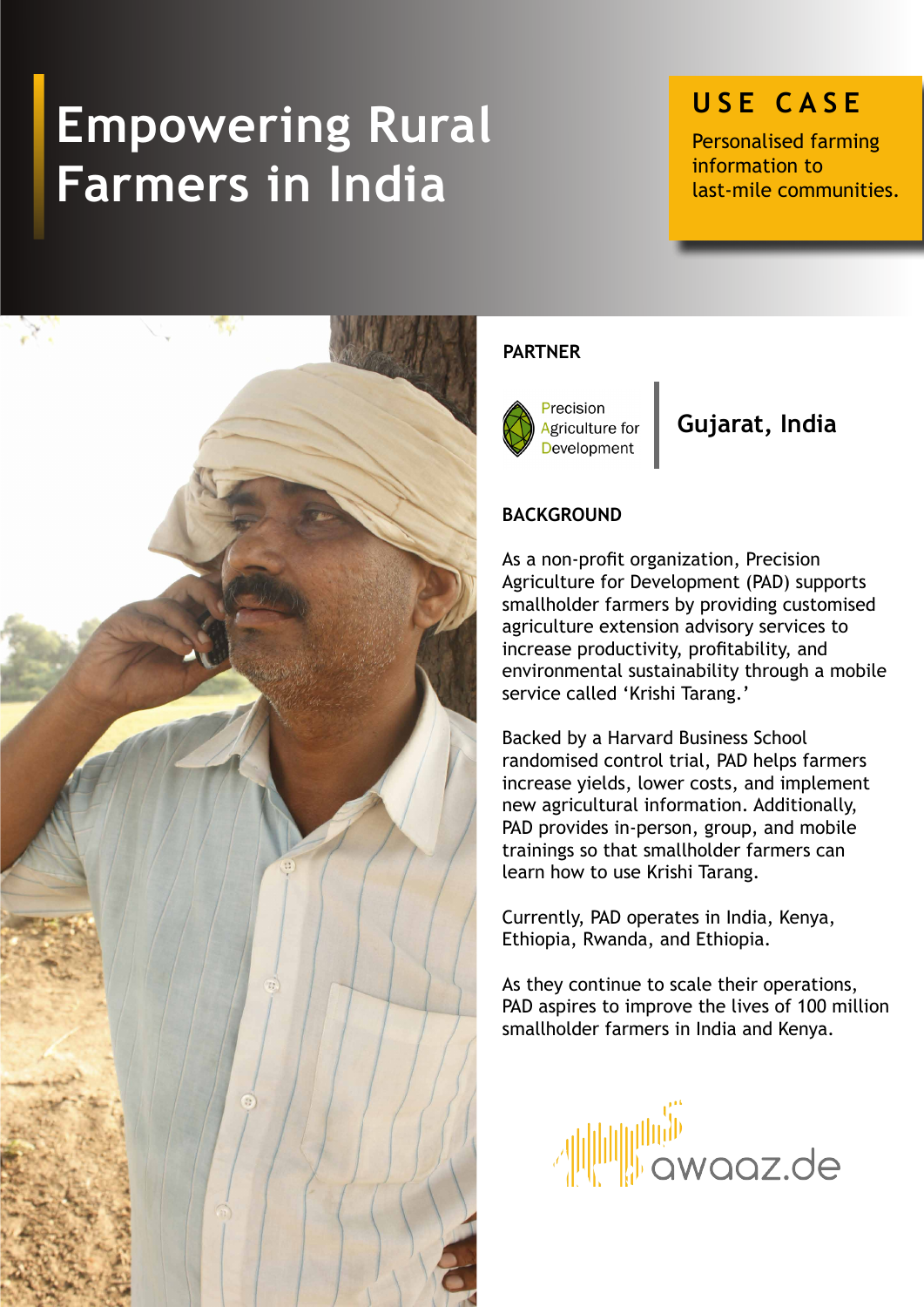# Empowering Rural Farmers in India

## USE CASE

Personalised farming information to last-mile communities.

### PARTNER

Precision Agriculture for Development | **Gujarat, India**

### BACKGROUND

As a non-profit organization, Precision Agriculture for Development (PAD) supports smallholder farmers by providing customised agriculture extension advisory services to increase productivity, profitability, and environmental sustainability through a mobile service called 'Krishi Tarang.'

Backed by a Harvard Business School randomised control trial, PAD helps farmers increase yields, lower costs, and implement new agricultural information. Additionally, PAD provides in-person, group, and mobile trainings so that smallholder farmers can learn how to use Krishi Tarang.

Currently, PAD operates in India, Kenya, Ethiopia, Rwanda, and Ethiopia.

As they continue to scale their operations, PAD aspires to improve the lives of 100 million smallholder farmers in India and Kenya.

awaaz.de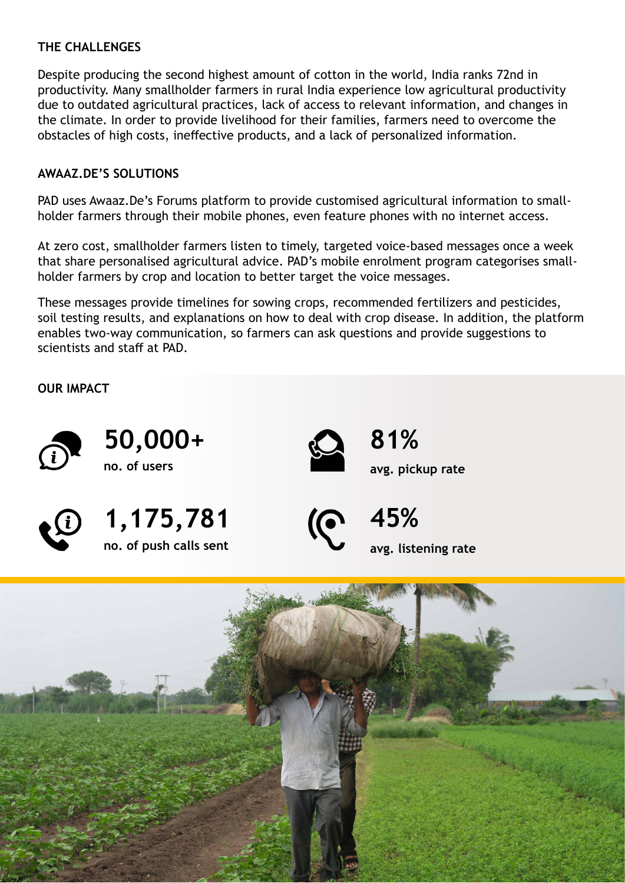## THE CHALLENGES

Despite producing the second highest amount of cotton in the world, India ranks 72nd in productivity. Many smallholder farmers in rural India experience low agricultural productivity due to outdated agricultural practices, lack of access to relevant information, and changes in the climate. In order to provide livelihood for their families, farmers need to overcome the obstacles of high costs, ineffective products, and a lack of personalized information.

## AWAAZ.DE'S SOLUTIONS

PAD uses Awaaz.De's Forums platform to provide customised agricultural information to small-holder farmers through their mobile phones, even feature phones with no internet access.

At zero cost, smallholder farmers listen to timely, targeted voice-based messages once a week that share personalised agricultural advice. PAD's mobile enrolment program categorises small-holder farmers by crop and location to better target the voice messages.

These messages provide timelines for sowing crops, recommended fertilizers and pesticides, soil testing results, and explanations on how to deal with crop disease. In addition, the platform enables two-way communication, so farmers can ask questions and provide suggestions to scientists and staff at PAD.

## OUR IMPACT

**50,000+**
**no. of users**

**81%**
**avg. pickup rate**

**1,175,781**
**no. of push calls sent**

**45%**
**avg. listening rate**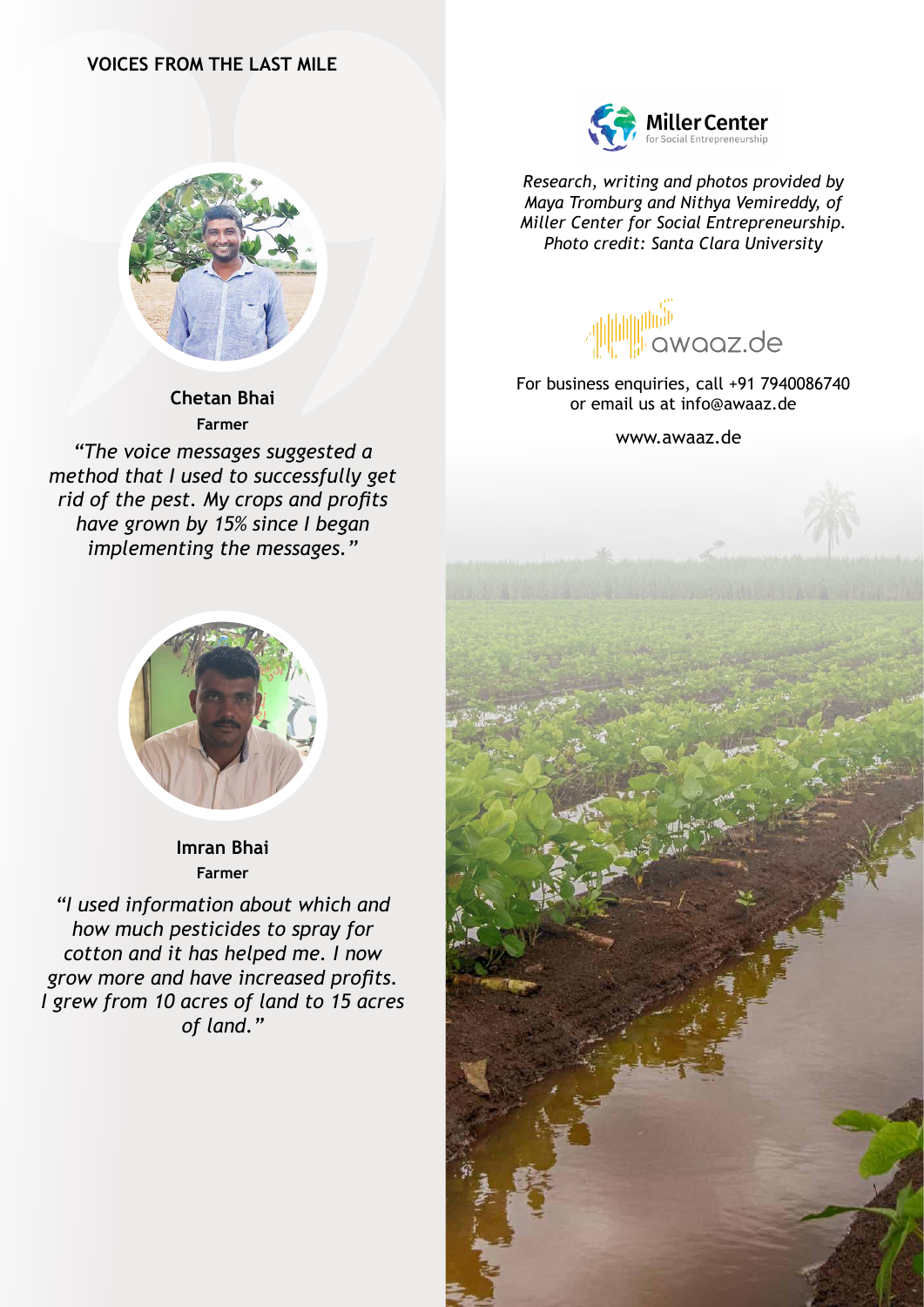## VOICES FROM THE LAST MILE

**Chetan Bhai**
**Farmer**

*"The voice messages suggested a method that I used to successfully get rid of the pest. My crops and profits have grown by 15% since I began implementing the messages."*

**Imran Bhai**
**Farmer**

*"I used information about which and how much pesticides to spray for cotton and it has helped me. I now grow more and have increased profits. I grew from 10 acres of land to 15 acres of land."*

Miller Center for Social Entrepreneurship

*Research, writing and photos provided by Maya Tromburg and Nithya Vemireddy, of Miller Center for Social Entrepreneurship. Photo credit: Santa Clara University*

awaaz.de

For business enquiries, call +91 7940086740 or email us at info@awaaz.de

www.awaaz.de